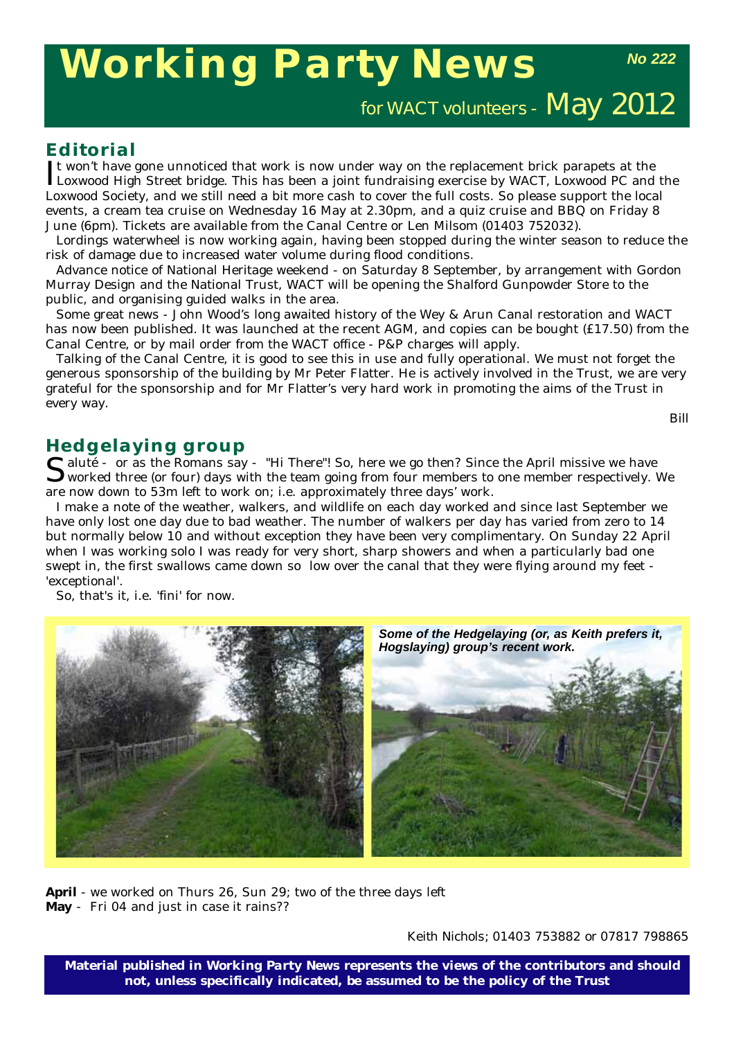# Working Party News

**No 222**

for WACT volunteers - May 2012

## Editorial

It won't have gone unnoticed that work is now under way on the replacement brick parapets at the Loxwood High Street bridge. This has been a joint fundraising exercise by WACT, Loxwood PC and the Loxwood Society, and we still need a bit more cash to cover the full costs. So please support the local events, a cream tea cruise on Wednesday 16 May at 2.30pm, and a quiz cruise and BBQ on Friday 8 June (6pm). Tickets are available from the Canal Centre or Len Milsom (01403 752032).

Lordings waterwheel is now working again, having been stopped during the winter season to reduce the risk of damage due to increased water volume during flood conditions.

Advance notice of National Heritage weekend - on Saturday 8 September, by arrangement with Gordon Murray Design and the National Trust, WACT will be opening the Shalford Gunpowder Store to the public, and organising guided walks in the area.

Some great news - John Wood's long awaited history of the Wey & Arun Canal restoration and WACT has now been published. It was launched at the recent AGM, and copies can be bought (£17.50) from the Canal Centre, or by mail order from the WACT office - P&P charges will apply.

Talking of the Canal Centre, it is good to see this in use and fully operational. We must not forget the generous sponsorship of the building by Mr Peter Flatter. He is actively involved in the Trust, we are very grateful for the sponsorship and for Mr Flatter's very hard work in promoting the aims of the Trust in every way.

Bill

## Hedgelaying group

Saluté - or as the Romans say - "Hi There"! So, here we go then? Since the April missive we have worked three (or four) days with the team going from four members to one member respectively. We are now down to 53m left to work on; i.e. approximately three days' work.

I make a note of the weather, walkers, and wildlife on each day worked and since last September we have only lost one day due to bad weather. The number of walkers per day has varied from zero to 14 but normally below 10 and without exception they have been very complimentary. On Sunday 22 April when I was working solo I was ready for very short, sharp showers and when a particularly bad one swept in, the first swallows came down so low over the canal that they were flying around my feet - 'exceptional'.

So, that's it, i.e. 'fini' for now.

***Some of the Hedgelaying (or, as Keith prefers it, Hogslaying) group's recent work.***

**April** - we worked on Thurs 26, Sun 29; two of the three days left
**May** - Fri 04 and just in case it rains??

Keith Nichols; 01403 753882 or 07817 798865

**Material published in Working Party News represents the views of the contributors and should not, unless specifically indicated, be assumed to be the policy of the Trust**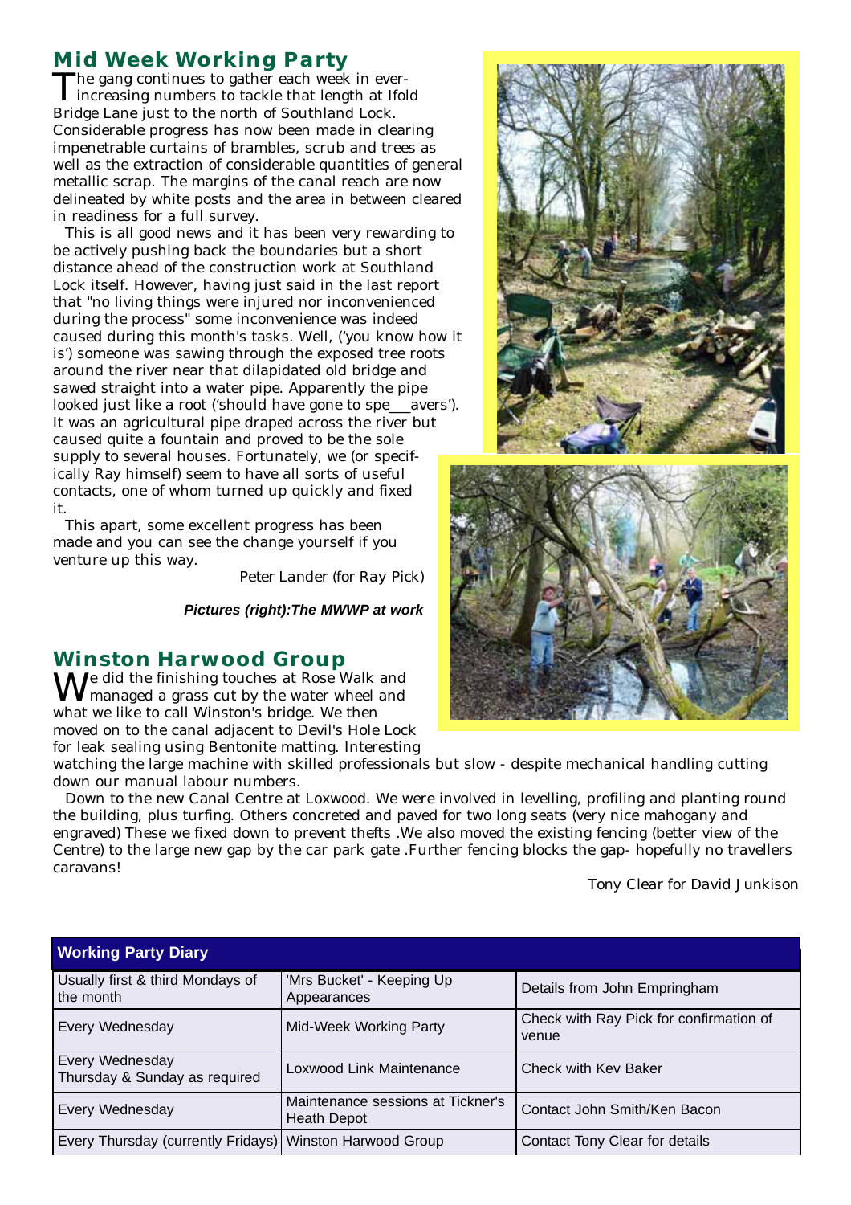## Mid Week Working Party

The gang continues to gather each week in ever-increasing numbers to tackle that length at Ifold Bridge Lane just to the north of Southland Lock. Considerable progress has now been made in clearing impenetrable curtains of brambles, scrub and trees as well as the extraction of considerable quantities of general metallic scrap. The margins of the canal reach are now delineated by white posts and the area in between cleared in readiness for a full survey.

This is all good news and it has been very rewarding to be actively pushing back the boundaries but a short distance ahead of the construction work at Southland Lock itself. However, having just said in the last report that "no living things were injured nor inconvenienced during the process" some inconvenience was indeed caused during this month's tasks. Well, ('you know how it is') someone was sawing through the exposed tree roots around the river near that dilapidated old bridge and sawed straight into a water pipe. Apparently the pipe looked just like a root ('should have gone to spe___avers'). It was an agricultural pipe draped across the river but caused quite a fountain and proved to be the sole supply to several houses. Fortunately, we (or specifically Ray himself) seem to have all sorts of useful contacts, one of whom turned up quickly and fixed it.

This apart, some excellent progress has been made and you can see the change yourself if you venture up this way.

Peter Lander (for Ray Pick)

***Pictures (right):The MWWP at work***

## Winston Harwood Group

We did the finishing touches at Rose Walk and managed a grass cut by the water wheel and what we like to call Winston's bridge. We then moved on to the canal adjacent to Devil's Hole Lock for leak sealing using Bentonite matting. Interesting watching the large machine with skilled professionals but slow - despite mechanical handling cutting down our manual labour numbers.

Down to the new Canal Centre at Loxwood. We were involved in levelling, profiling and planting round the building, plus turfing. Others concreted and paved for two long seats (very nice mahogany and engraved) These we fixed down to prevent thefts .We also moved the existing fencing (better view of the Centre) to the large new gap by the car park gate .Further fencing blocks the gap- hopefully no travellers caravans!

Tony Clear for David Junkison

| Working Party Diary | | |
|---|---|---|
| Usually first & third Mondays of the month | 'Mrs Bucket' - Keeping Up Appearances | Details from John Empringham |
| Every Wednesday | Mid-Week Working Party | Check with Ray Pick for confirmation of venue |
| Every Wednesday<br>Thursday & Sunday as required | Loxwood Link Maintenance | Check with Kev Baker |
| Every Wednesday | Maintenance sessions at Tickner's Heath Depot | Contact John Smith/Ken Bacon |
| Every Thursday (currently Fridays) | Winston Harwood Group | Contact Tony Clear for details |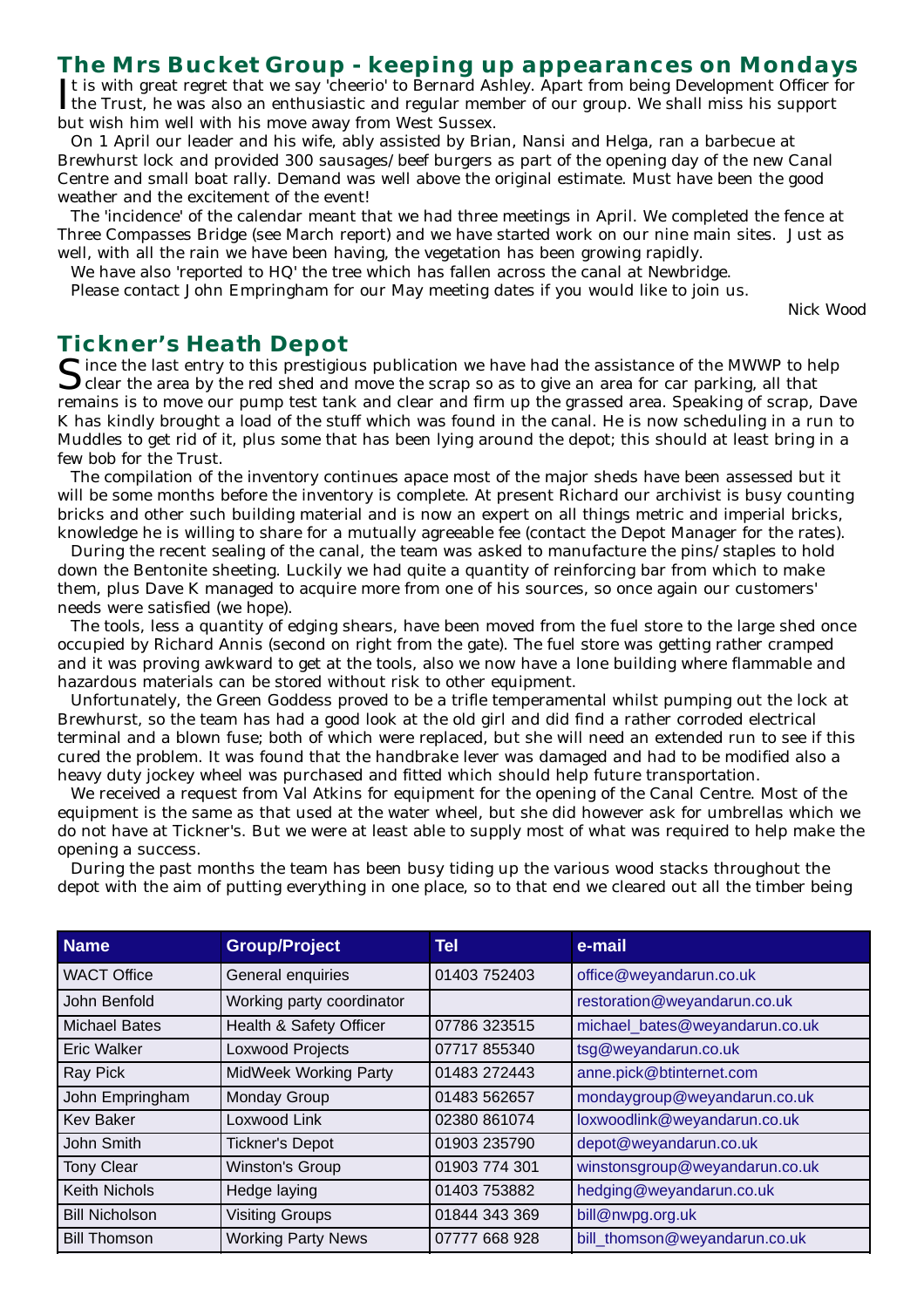## The Mrs Bucket Group - keeping up appearances on Mondays

It is with great regret that we say 'cheerio' to Bernard Ashley. Apart from being Development Officer for the Trust, he was also an enthusiastic and regular member of our group. We shall miss his support but wish him well with his move away from West Sussex.

On 1 April our leader and his wife, ably assisted by Brian, Nansi and Helga, ran a barbecue at Brewhurst lock and provided 300 sausages/beef burgers as part of the opening day of the new Canal Centre and small boat rally. Demand was well above the original estimate. Must have been the good weather and the excitement of the event!

The 'incidence' of the calendar meant that we had three meetings in April. We completed the fence at Three Compasses Bridge (see March report) and we have started work on our nine main sites. Just as well, with all the rain we have been having, the vegetation has been growing rapidly.

We have also 'reported to HQ' the tree which has fallen across the canal at Newbridge.

Please contact John Empringham for our May meeting dates if you would like to join us.

Nick Wood

## Tickner's Heath Depot

Since the last entry to this prestigious publication we have had the assistance of the MWWP to help clear the area by the red shed and move the scrap so as to give an area for car parking, all that remains is to move our pump test tank and clear and firm up the grassed area. Speaking of scrap, Dave K has kindly brought a load of the stuff which was found in the canal. He is now scheduling in a run to Muddles to get rid of it, plus some that has been lying around the depot; this should at least bring in a few bob for the Trust.

The compilation of the inventory continues apace most of the major sheds have been assessed but it will be some months before the inventory is complete. At present Richard our archivist is busy counting bricks and other such building material and is now an expert on all things metric and imperial bricks, knowledge he is willing to share for a mutually agreeable fee (contact the Depot Manager for the rates).

During the recent sealing of the canal, the team was asked to manufacture the pins/staples to hold down the Bentonite sheeting. Luckily we had quite a quantity of reinforcing bar from which to make them, plus Dave K managed to acquire more from one of his sources, so once again our customers' needs were satisfied (we hope).

The tools, less a quantity of edging shears, have been moved from the fuel store to the large shed once occupied by Richard Annis (second on right from the gate). The fuel store was getting rather cramped and it was proving awkward to get at the tools, also we now have a lone building where flammable and hazardous materials can be stored without risk to other equipment.

Unfortunately, the Green Goddess proved to be a trifle temperamental whilst pumping out the lock at Brewhurst, so the team has had a good look at the old girl and did find a rather corroded electrical terminal and a blown fuse; both of which were replaced, but she will need an extended run to see if this cured the problem. It was found that the handbrake lever was damaged and had to be modified also a heavy duty jockey wheel was purchased and fitted which should help future transportation.

We received a request from Val Atkins for equipment for the opening of the Canal Centre. Most of the equipment is the same as that used at the water wheel, but she did however ask for umbrellas which we do not have at Tickner's. But we were at least able to supply most of what was required to help make the opening a success.

During the past months the team has been busy tiding up the various wood stacks throughout the depot with the aim of putting everything in one place, so to that end we cleared out all the timber being

| Name | Group/Project | Tel | e-mail |
|---|---|---|---|
| WACT Office | General enquiries | 01403 752403 | office@weyandarun.co.uk |
| John Benfold | Working party coordinator | | restoration@weyandarun.co.uk |
| Michael Bates | Health & Safety Officer | 07786 323515 | michael_bates@weyandarun.co.uk |
| Eric Walker | Loxwood Projects | 07717 855340 | tsg@weyandarun.co.uk |
| Ray Pick | MidWeek Working Party | 01483 272443 | anne.pick@btinternet.com |
| John Empringham | Monday Group | 01483 562657 | mondaygroup@weyandarun.co.uk |
| Kev Baker | Loxwood Link | 02380 861074 | loxwoodlink@weyandarun.co.uk |
| John Smith | Tickner's Depot | 01903 235790 | depot@weyandarun.co.uk |
| Tony Clear | Winston's Group | 01903 774 301 | winstonsgroup@weyandarun.co.uk |
| Keith Nichols | Hedge laying | 01403 753882 | hedging@weyandarun.co.uk |
| Bill Nicholson | Visiting Groups | 01844 343 369 | bill@nwpg.org.uk |
| Bill Thomson | Working Party News | 07777 668 928 | bill_thomson@weyandarun.co.uk |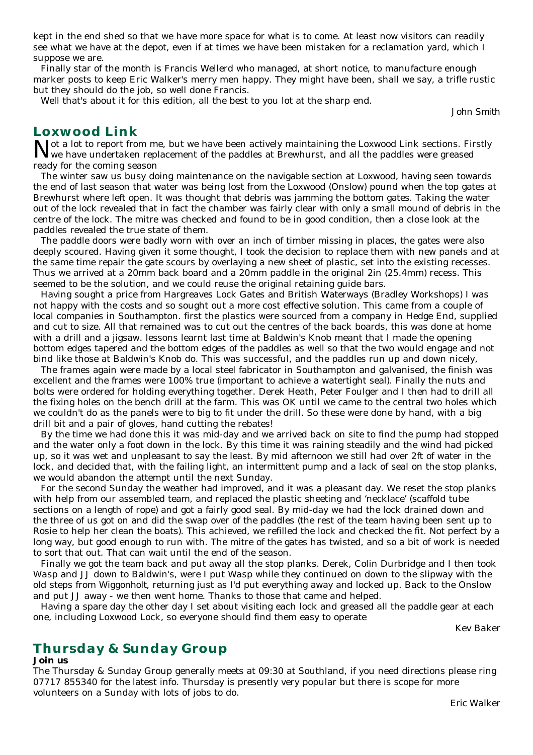kept in the end shed so that we have more space for what is to come. At least now visitors can readily see what we have at the depot, even if at times we have been mistaken for a reclamation yard, which I suppose we are.

Finally star of the month is Francis Wellerd who managed, at short notice, to manufacture enough marker posts to keep Eric Walker's merry men happy. They might have been, shall we say, a trifle rustic but they should do the job, so well done Francis.

Well that's about it for this edition, all the best to you lot at the sharp end.

*John Smith*

## Loxwood Link

Not a lot to report from me, but we have been actively maintaining the Loxwood Link sections. Firstly we have undertaken replacement of the paddles at Brewhurst, and all the paddles were greased ready for the coming season

The winter saw us busy doing maintenance on the navigable section at Loxwood, having seen towards the end of last season that water was being lost from the Loxwood (Onslow) pound when the top gates at Brewhurst where left open. It was thought that debris was jamming the bottom gates. Taking the water out of the lock revealed that in fact the chamber was fairly clear with only a small mound of debris in the centre of the lock. The mitre was checked and found to be in good condition, then a close look at the paddles revealed the true state of them.

The paddle doors were badly worn with over an inch of timber missing in places, the gates were also deeply scoured. Having given it some thought, I took the decision to replace them with new panels and at the same time repair the gate scours by overlaying a new sheet of plastic, set into the existing recesses. Thus we arrived at a 20mm back board and a 20mm paddle in the original 2in (25.4mm) recess. This seemed to be the solution, and we could reuse the original retaining guide bars.

Having sought a price from Hargreaves Lock Gates and British Waterways (Bradley Workshops) I was not happy with the costs and so sought out a more cost effective solution. This came from a couple of local companies in Southampton. first the plastics were sourced from a company in Hedge End, supplied and cut to size. All that remained was to cut out the centres of the back boards, this was done at home with a drill and a jigsaw. lessons learnt last time at Baldwin's Knob meant that I made the opening bottom edges tapered and the bottom edges of the paddles as well so that the two would engage and not bind like those at Baldwin's Knob do. This was successful, and the paddles run up and down nicely,

The frames again were made by a local steel fabricator in Southampton and galvanised, the finish was excellent and the frames were 100% true (important to achieve a watertight seal). Finally the nuts and bolts were ordered for holding everything together. Derek Heath, Peter Foulger and I then had to drill all the fixing holes on the bench drill at the farm. This was OK until we came to the central two holes which we couldn't do as the panels were to big to fit under the drill. So these were done by hand, with a big drill bit and a pair of gloves, hand cutting the rebates!

By the time we had done this it was mid-day and we arrived back on site to find the pump had stopped and the water only a foot down in the lock. By this time it was raining steadily and the wind had picked up, so it was wet and unpleasant to say the least. By mid afternoon we still had over 2ft of water in the lock, and decided that, with the failing light, an intermittent pump and a lack of seal on the stop planks, we would abandon the attempt until the next Sunday.

For the second Sunday the weather had improved, and it was a pleasant day. We reset the stop planks with help from our assembled team, and replaced the plastic sheeting and 'necklace' (scaffold tube sections on a length of rope) and got a fairly good seal. By mid-day we had the lock drained down and the three of us got on and did the swap over of the paddles (the rest of the team having been sent up to Rosie to help her clean the boats). This achieved, we refilled the lock and checked the fit. Not perfect by a long way, but good enough to run with. The mitre of the gates has twisted, and so a bit of work is needed to sort that out. That can wait until the end of the season.

Finally we got the team back and put away all the stop planks. Derek, Colin Durbridge and I then took Wasp and JJ down to Baldwin's, were I put Wasp while they continued on down to the slipway with the old steps from Wiggonholt, returning just as I'd put everything away and locked up. Back to the Onslow and put JJ away - we then went home. Thanks to those that came and helped.

Having a spare day the other day I set about visiting each lock and greased all the paddle gear at each one, including Loxwood Lock, so everyone should find them easy to operate

*Kev Baker*

## Thursday & Sunday Group

**Join us**

The Thursday & Sunday Group generally meets at 09:30 at Southland, if you need directions please ring 07717 855340 for the latest info. Thursday is presently very popular but there is scope for more volunteers on a Sunday with lots of jobs to do.

*Eric Walker*